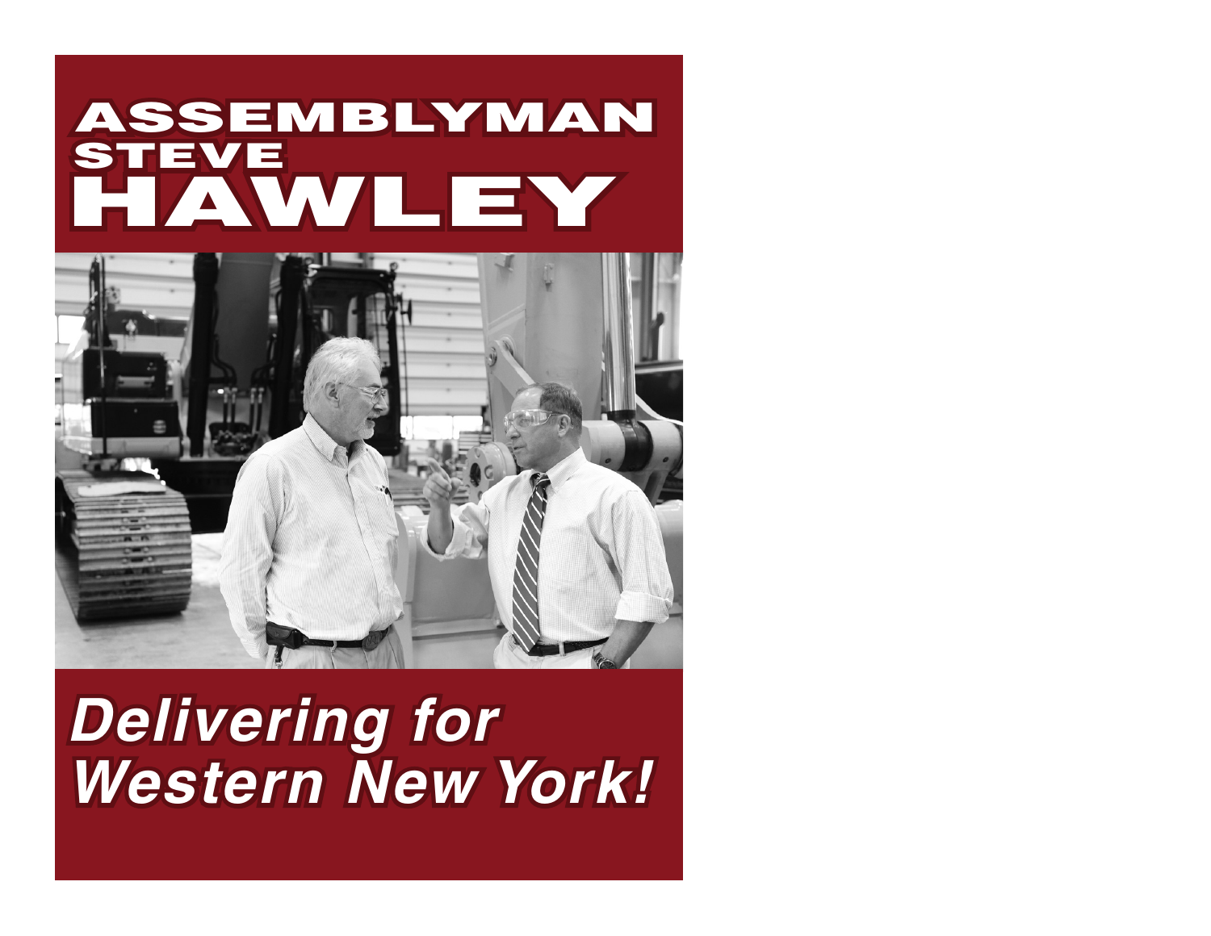# ASSEMBLYMAN STEVE HAWLEY

***Delivering for Western New York!***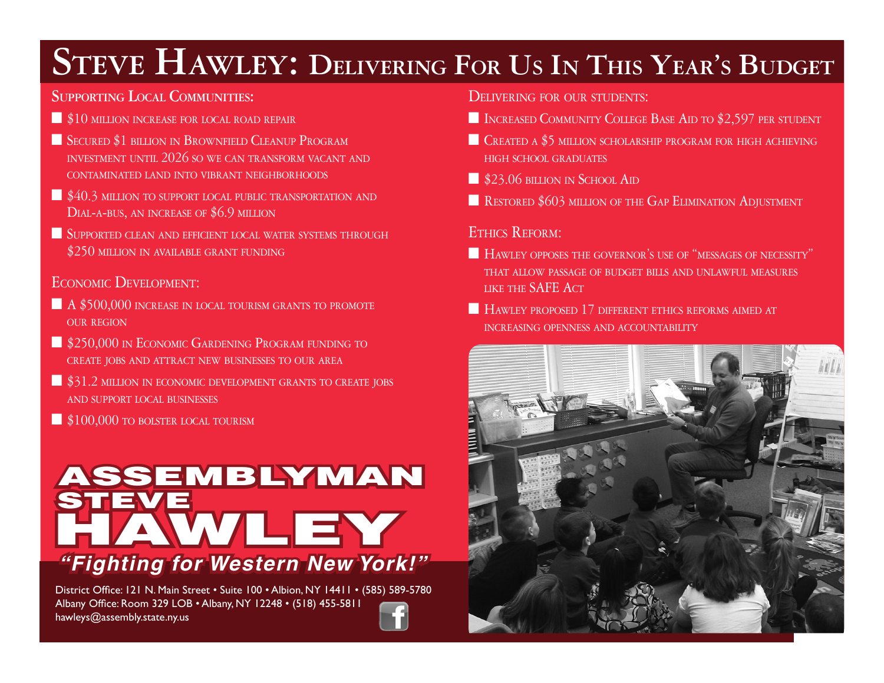# Steve Hawley: Delivering For Us In This Year's Budget

## Supporting Local Communities:

- $10 million increase for local road repair
- Secured $1 billion in Brownfield Cleanup Program investment until 2026 so we can transform vacant and contaminated land into vibrant neighborhoods
- $40.3 million to support local public transportation and Dial-a-bus, an increase of $6.9 million
- Supported clean and efficient local water systems through $250 million in available grant funding

## Economic Development:

- A $500,000 increase in local tourism grants to promote our region
- $250,000 in Economic Gardening Program funding to create jobs and attract new businesses to our area
- $31.2 million in economic development grants to create jobs and support local businesses
- $100,000 to bolster local tourism

## Delivering for our students:

- Increased Community College Base Aid to $2,597 per student
- Created a $5 million scholarship program for high achieving high school graduates
- $23.06 billion in School Aid
- Restored $603 million of the Gap Elimination Adjustment

## Ethics Reform:

- Hawley opposes the governor's use of "messages of necessity" that allow passage of budget bills and unlawful measures like the SAFE Act
- Hawley proposed 17 different ethics reforms aimed at increasing openness and accountability

**ASSEMBLYMAN STEVE HAWLEY**

*"Fighting for Western New York!"*

District Office: 121 N. Main Street • Suite 100 • Albion, NY 14411 • (585) 589-5780
Albany Office: Room 329 LOB • Albany, NY 12248 • (518) 455-5811
hawleys@assembly.state.ny.us